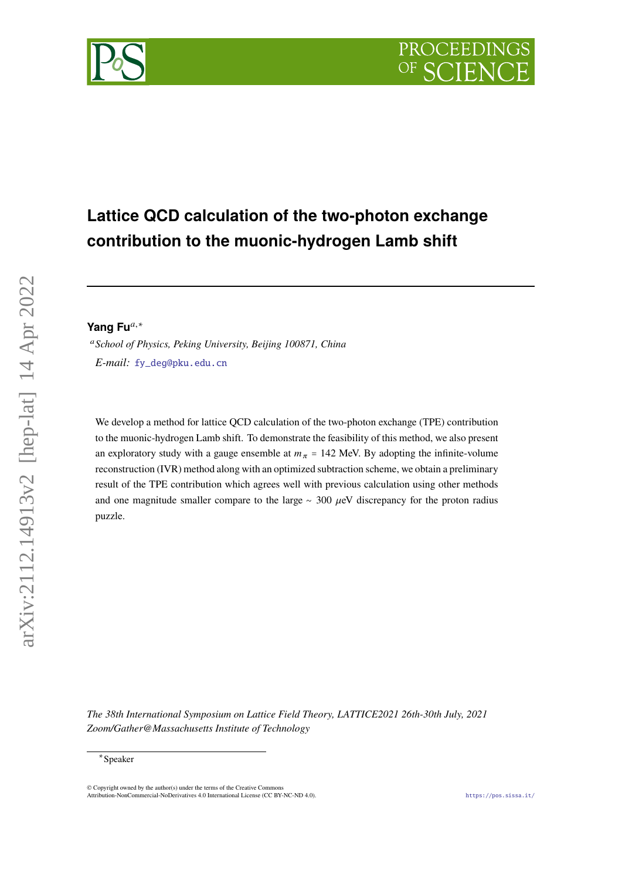# Lattice QCD calculation of the two-photon exchange contribution to the muonic-hydrogen Lamb shift

**Yang Fu**[a,*]

[a] *School of Physics, Peking University, Beijing 100871, China*

*E-mail:* fy_deg@pku.edu.cn

We develop a method for lattice QCD calculation of the two-photon exchange (TPE) contribution to the muonic-hydrogen Lamb shift. To demonstrate the feasibility of this method, we also present an exploratory study with a gauge ensemble at $m_\pi = 142$ MeV. By adopting the infinite-volume reconstruction (IVR) method along with an optimized subtraction scheme, we obtain a preliminary result of the TPE contribution which agrees well with previous calculation using other methods and one magnitude smaller compare to the large $\sim 300$ $\mu$eV discrepancy for the proton radius puzzle.

*The 38th International Symposium on Lattice Field Theory, LATTICE2021 26th-30th July, 2021 Zoom/Gather@Massachusetts Institute of Technology*

[*] Speaker

© Copyright owned by the author(s) under the terms of the Creative Commons Attribution-NonCommercial-NoDerivatives 4.0 International License (CC BY-NC-ND 4.0).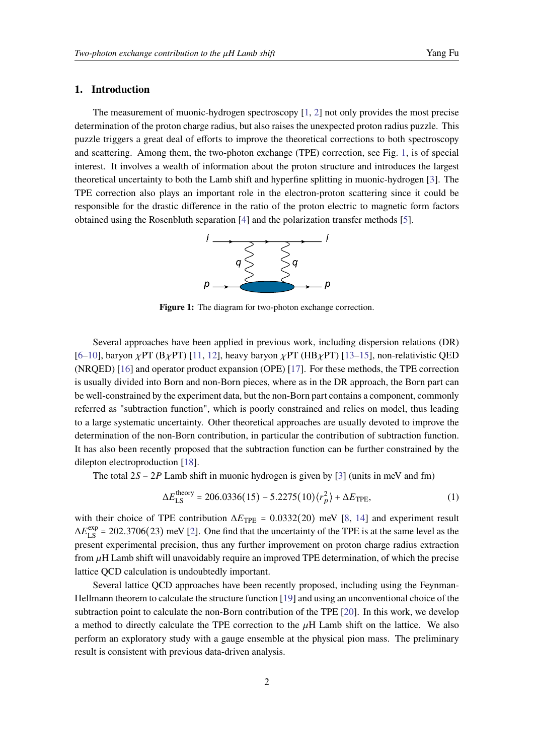## 1. Introduction

The measurement of muonic-hydrogen spectroscopy [1, 2] not only provides the most precise determination of the proton charge radius, but also raises the unexpected proton radius puzzle. This puzzle triggers a great deal of efforts to improve the theoretical corrections to both spectroscopy and scattering. Among them, the two-photon exchange (TPE) correction, see Fig. 1, is of special interest. It involves a wealth of information about the proton structure and introduces the largest theoretical uncertainty to both the Lamb shift and hyperfine splitting in muonic-hydrogen [3]. The TPE correction also plays an important role in the electron-proton scattering since it could be responsible for the drastic difference in the ratio of the proton electric to magnetic form factors obtained using the Rosenbluth separation [4] and the polarization transfer methods [5].

**Figure 1:** The diagram for two-photon exchange correction.

Several approaches have been applied in previous work, including dispersion relations (DR) [6–10], baryon $\chi$PT (B$\chi$PT) [11, 12], heavy baryon $\chi$PT (HB$\chi$PT) [13–15], non-relativistic QED (NRQED) [16] and operator product expansion (OPE) [17]. For these methods, the TPE correction is usually divided into Born and non-Born pieces, where as in the DR approach, the Born part can be well-constrained by the experiment data, but the non-Born part contains a component, commonly referred as "subtraction function", which is poorly constrained and relies on model, thus leading to a large systematic uncertainty. Other theoretical approaches are usually devoted to improve the determination of the non-Born contribution, in particular the contribution of subtraction function. It has also been recently proposed that the subtraction function can be further constrained by the dilepton electroproduction [18].

The total $2S - 2P$ Lamb shift in muonic hydrogen is given by [3] (units in meV and fm)

$$\Delta E_{\mathrm{LS}}^{\mathrm{theory}} = 206.0336(15) - 5.2275(10)\langle r_p^2 \rangle + \Delta E_{\mathrm{TPE}}, \tag{1}$$

with their choice of TPE contribution $\Delta E_{\mathrm{TPE}} = 0.0332(20)$ meV [8, 14] and experiment result $\Delta E_{\mathrm{LS}}^{\mathrm{exp}} = 202.3706(23)$ meV [2]. One find that the uncertainty of the TPE is at the same level as the present experimental precision, thus any further improvement on proton charge radius extraction from $\mu$H Lamb shift will unavoidably require an improved TPE determination, of which the precise lattice QCD calculation is undoubtedly important.

Several lattice QCD approaches have been recently proposed, including using the Feynman-Hellmann theorem to calculate the structure function [19] and using an unconventional choice of the subtraction point to calculate the non-Born contribution of the TPE [20]. In this work, we develop a method to directly calculate the TPE correction to the $\mu$H Lamb shift on the lattice. We also perform an exploratory study with a gauge ensemble at the physical pion mass. The preliminary result is consistent with previous data-driven analysis.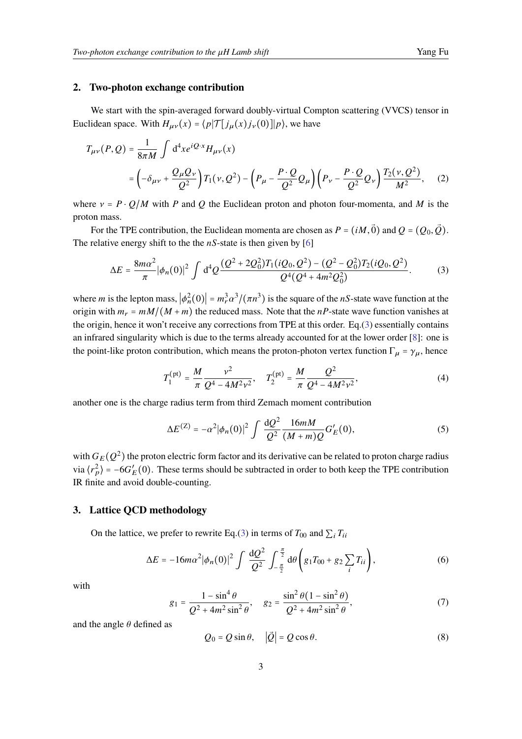## 2. Two-photon exchange contribution

We start with the spin-averaged forward doubly-virtual Compton scattering (VVCS) tensor in Euclidean space. With $H_{\mu\nu}(x) = \langle p|\mathcal{T}[j_\mu(x)j_\nu(0)]|p\rangle$, we have

$$
\begin{aligned}
T_{\mu\nu}(P,Q) &= \frac{1}{8\pi M}\int \mathrm{d}^4x e^{iQ\cdot x}H_{\mu\nu}(x) \\
&= \left(-\delta_{\mu\nu} + \frac{Q_\mu Q_\nu}{Q^2}\right)T_1(\nu,Q^2) - \left(P_\mu - \frac{P\cdot Q}{Q^2}Q_\mu\right)\left(P_\nu - \frac{P\cdot Q}{Q^2}Q_\nu\right)\frac{T_2(\nu,Q^2)}{M^2}, \qquad (2)
\end{aligned}
$$

where $\nu = P\cdot Q/M$ with $P$ and $Q$ the Euclidean proton and photon four-momenta, and $M$ is the proton mass.

For the TPE contribution, the Euclidean momenta are chosen as $P = (iM, \vec{0})$ and $Q = (Q_0, \vec{Q})$. The relative energy shift to the the $nS$-state is then given by [6]

$$
\Delta E = \frac{8m\alpha^2}{\pi}|\phi_n(0)|^2 \int \mathrm{d}^4Q \frac{(Q^2+2Q_0^2)T_1(iQ_0,Q^2) - (Q^2-Q_0^2)T_2(iQ_0,Q^2)}{Q^4(Q^4+4m^2Q_0^2)}. \qquad (3)
$$

where $m$ is the lepton mass, $|\phi_n^2(0)| = m_r^3\alpha^3/(\pi n^3)$ is the square of the $nS$-state wave function at the origin with $m_r = mM/(M+m)$ the reduced mass. Note that the $nP$-state wave function vanishes at the origin, hence it won't receive any corrections from TPE at this order. Eq.(3) essentially contains an infrared singularity which is due to the terms already accounted for at the lower order [8]: one is the point-like proton contribution, which means the proton-photon vertex function $\Gamma_\mu = \gamma_\mu$, hence

$$
T_1^{(\mathrm{pt})} = \frac{M}{\pi}\frac{\nu^2}{Q^4 - 4M^2\nu^2}, \quad T_2^{(\mathrm{pt})} = \frac{M}{\pi}\frac{Q^2}{Q^4-4M^2\nu^2}, \qquad (4)
$$

another one is the charge radius term from third Zemach moment contribution

$$
\Delta E^{(\mathrm{Z})} = -\alpha^2|\phi_n(0)|^2 \int \frac{\mathrm{d}Q^2}{Q^2}\frac{16mM}{(M+m)Q}G_E'(0), \qquad (5)
$$

with $G_E(Q^2)$ the proton electric form factor and its derivative can be related to proton charge radius via $\langle r_p^2\rangle = -6G_E'(0)$. These terms should be subtracted in order to both keep the TPE contribution IR finite and avoid double-counting.

## 3. Lattice QCD methodology

On the lattice, we prefer to rewrite Eq.(3) in terms of $T_{00}$ and $\sum_i T_{ii}$

$$
\Delta E = -16m\alpha^2|\phi_n(0)|^2 \int \frac{\mathrm{d}Q^2}{Q^2}\int_{-\frac{\pi}{2}}^{\frac{\pi}{2}} \mathrm{d}\theta \left(g_1 T_{00} + g_2\sum_i T_{ii}\right), \qquad (6)
$$

with

$$
g_1 = \frac{1-\sin^4\theta}{Q^2+4m^2\sin^2\theta}, \quad g_2 = \frac{\sin^2\theta(1-\sin^2\theta)}{Q^2+4m^2\sin^2\theta}, \qquad (7)
$$

and the angle $\theta$ defined as

$$
Q_0 = Q\sin\theta, \quad |\vec{Q}| = Q\cos\theta. \qquad (8)
$$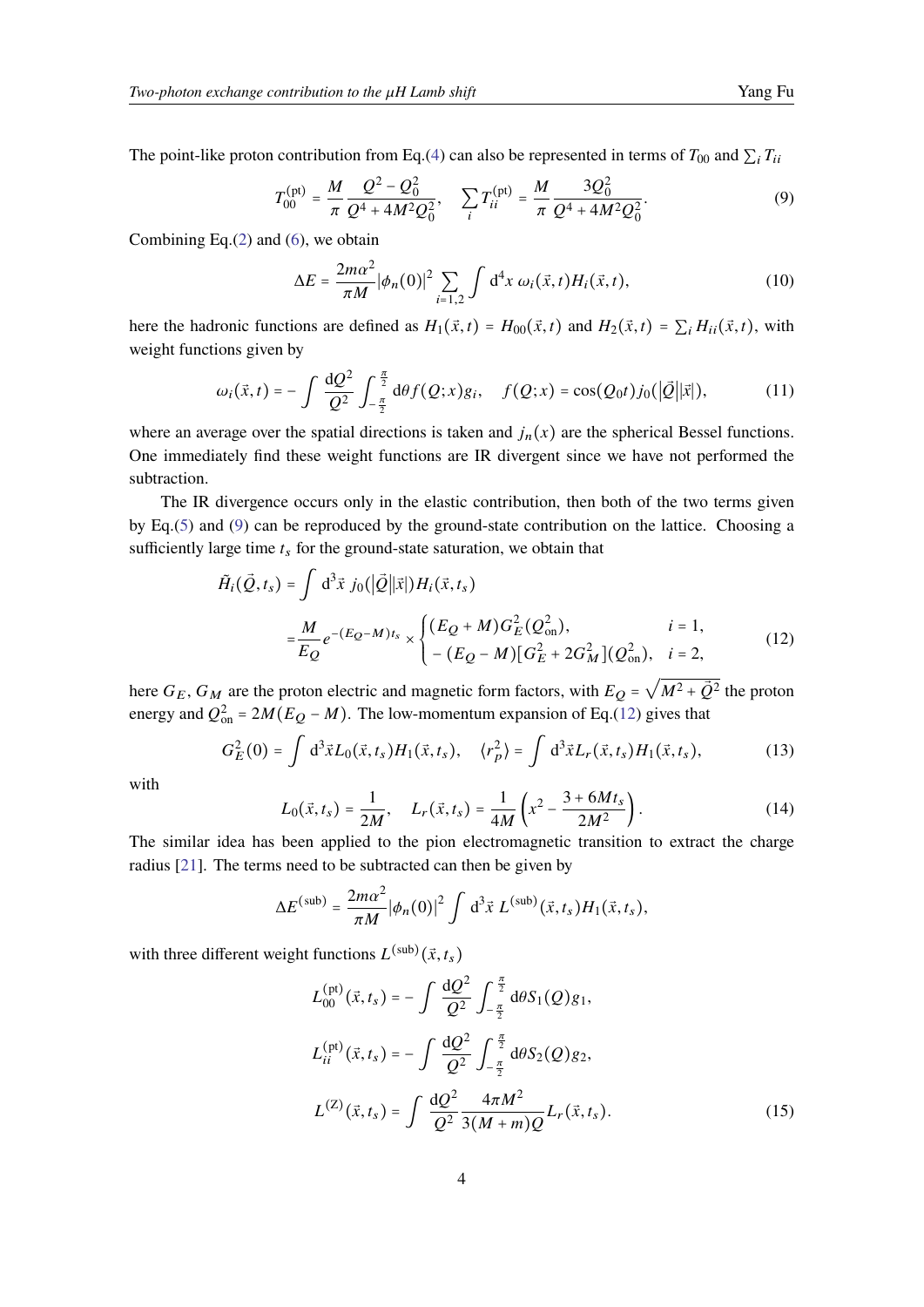The point-like proton contribution from Eq.(4) can also be represented in terms of $T_{00}$ and $\sum_i T_{ii}$

$$T_{00}^{(\mathrm{pt})} = \frac{M}{\pi}\frac{Q^2 - Q_0^2}{Q^4 + 4M^2 Q_0^2}, \quad \sum_i T_{ii}^{(\mathrm{pt})} = \frac{M}{\pi}\frac{3Q_0^2}{Q^4 + 4M^2 Q_0^2}. \tag{9}$$

Combining Eq.(2) and (6), we obtain

$$\Delta E = \frac{2m\alpha^2}{\pi M}|\phi_n(0)|^2 \sum_{i=1,2} \int \mathrm{d}^4 x\ \omega_i(\vec{x},t) H_i(\vec{x},t), \tag{10}$$

here the hadronic functions are defined as $H_1(\vec{x},t) = H_{00}(\vec{x},t)$ and $H_2(\vec{x},t) = \sum_i H_{ii}(\vec{x},t)$, with weight functions given by

$$\omega_i(\vec{x},t) = -\int \frac{\mathrm{d}Q^2}{Q^2}\int_{-\frac{\pi}{2}}^{\frac{\pi}{2}} \mathrm{d}\theta f(Q;x) g_i, \quad f(Q;x) = \cos(Q_0 t) j_0(|\vec{Q}||\vec{x}|), \tag{11}$$

where an average over the spatial directions is taken and $j_n(x)$ are the spherical Bessel functions. One immediately find these weight functions are IR divergent since we have not performed the subtraction.

The IR divergence occurs only in the elastic contribution, then both of the two terms given by Eq.(5) and (9) can be reproduced by the ground-state contribution on the lattice. Choosing a sufficiently large time $t_s$ for the ground-state saturation, we obtain that

$$\begin{aligned}
\tilde{H}_i(\vec{Q},t_s) &= \int \mathrm{d}^3\vec{x}\ j_0(|\vec{Q}||\vec{x}|) H_i(\vec{x},t_s) \\
&= \frac{M}{E_Q} e^{-(E_Q - M)t_s} \times \begin{cases} (E_Q + M) G_E^2(Q_{\mathrm{on}}^2), & i = 1, \\ -(E_Q - M)[G_E^2 + 2G_M^2](Q_{\mathrm{on}}^2), & i = 2, \end{cases}
\end{aligned} \tag{12}$$

here $G_E, G_M$ are the proton electric and magnetic form factors, with $E_Q = \sqrt{M^2 + \vec{Q}^2}$ the proton energy and $Q_{\mathrm{on}}^2 = 2M(E_Q - M)$. The low-momentum expansion of Eq.(12) gives that

$$G_E^2(0) = \int \mathrm{d}^3\vec{x} L_0(\vec{x},t_s) H_1(\vec{x},t_s), \quad \langle r_p^2 \rangle = \int \mathrm{d}^3\vec{x} L_r(\vec{x},t_s) H_1(\vec{x},t_s), \tag{13}$$

with

$$L_0(\vec{x},t_s) = \frac{1}{2M}, \quad L_r(\vec{x},t_s) = \frac{1}{4M}\left(x^2 - \frac{3 + 6Mt_s}{2M^2}\right). \tag{14}$$

The similar idea has been applied to the pion electromagnetic transition to extract the charge radius [21]. The terms need to be subtracted can then be given by

$$\Delta E^{(\mathrm{sub})} = \frac{2m\alpha^2}{\pi M}|\phi_n(0)|^2 \int \mathrm{d}^3\vec{x}\ L^{(\mathrm{sub})}(\vec{x},t_s) H_1(\vec{x},t_s),$$

with three different weight functions $L^{(\mathrm{sub})}(\vec{x},t_s)$

$$\begin{aligned}
L_{00}^{(\mathrm{pt})}(\vec{x},t_s) &= -\int \frac{\mathrm{d}Q^2}{Q^2}\int_{-\frac{\pi}{2}}^{\frac{\pi}{2}} \mathrm{d}\theta S_1(Q) g_1, \\
L_{ii}^{(\mathrm{pt})}(\vec{x},t_s) &= -\int \frac{\mathrm{d}Q^2}{Q^2}\int_{-\frac{\pi}{2}}^{\frac{\pi}{2}} \mathrm{d}\theta S_2(Q) g_2, \\
L^{(\mathrm{Z})}(\vec{x},t_s) &= \int \frac{\mathrm{d}Q^2}{Q^2}\frac{4\pi M^2}{3(M+m)Q} L_r(\vec{x},t_s).
\end{aligned} \tag{15}$$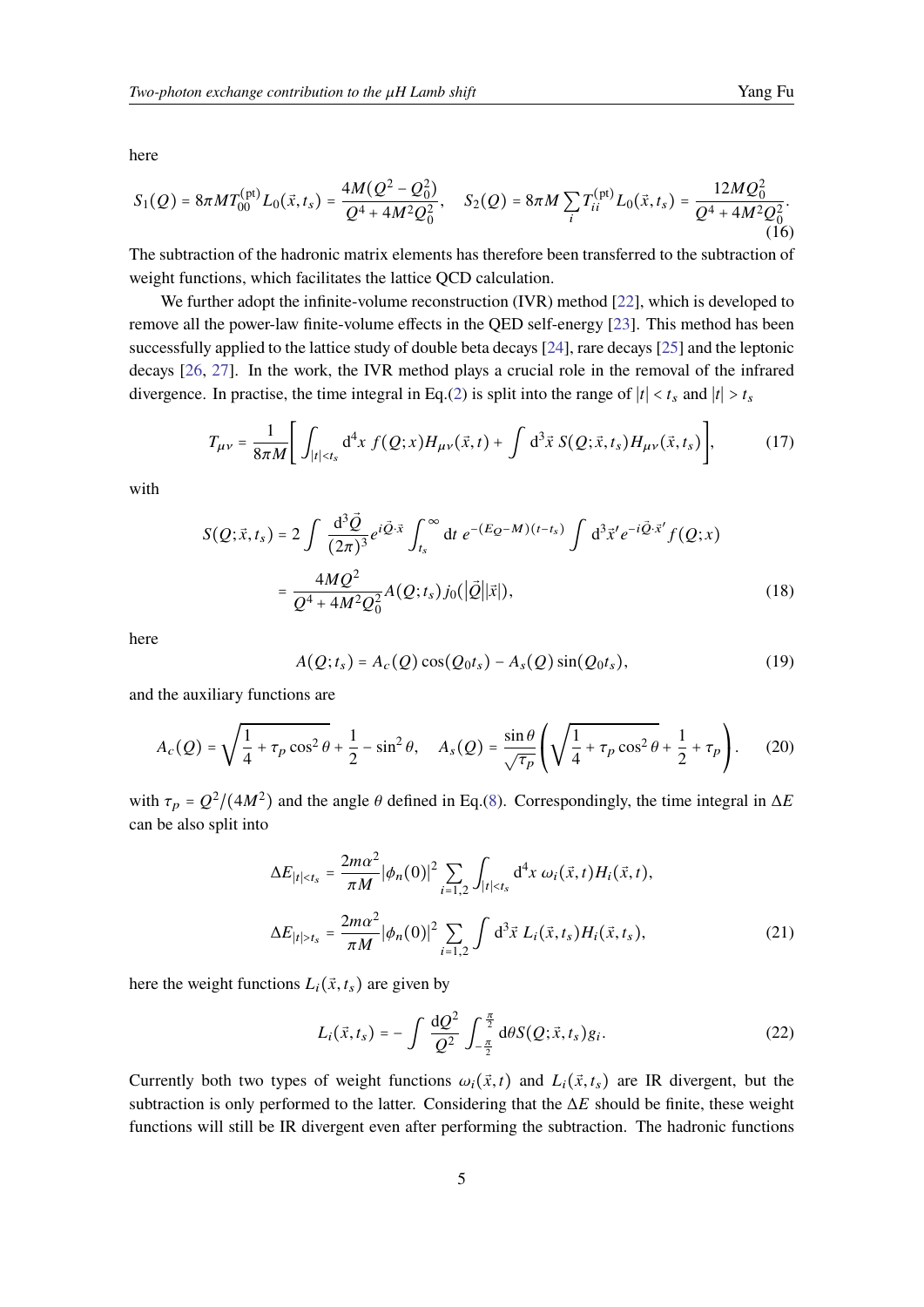here

$$S_1(Q) = 8\pi M T_{00}^{(\mathrm{pt})} L_0(\vec{x}, t_s) = \frac{4M(Q^2 - Q_0^2)}{Q^4 + 4M^2 Q_0^2}, \quad S_2(Q) = 8\pi M \sum_i T_{ii}^{(\mathrm{pt})} L_0(\vec{x}, t_s) = \frac{12 M Q_0^2}{Q^4 + 4M^2 Q_0^2}. \tag{16}$$

The subtraction of the hadronic matrix elements has therefore been transferred to the subtraction of weight functions, which facilitates the lattice QCD calculation.

We further adopt the infinite-volume reconstruction (IVR) method [22], which is developed to remove all the power-law finite-volume effects in the QED self-energy [23]. This method has been successfully applied to the lattice study of double beta decays [24], rare decays [25] and the leptonic decays [26, 27]. In the work, the IVR method plays a crucial role in the removal of the infrared divergence. In practise, the time integral in Eq.(2) is split into the range of $|t| < t_s$ and $|t| > t_s$

$$T_{\mu\nu} = \frac{1}{8\pi M}\left[\int_{|t|<t_s} \mathrm{d}^4 x\, f(Q;x) H_{\mu\nu}(\vec{x}, t) + \int \mathrm{d}^3\vec{x}\, S(Q;\vec{x}, t_s) H_{\mu\nu}(\vec{x}, t_s)\right], \tag{17}$$

with

$$\begin{aligned} S(Q;\vec{x}, t_s) &= 2\int \frac{\mathrm{d}^3\vec{Q}}{(2\pi)^3} e^{i\vec{Q}\cdot\vec{x}} \int_{t_s}^{\infty} \mathrm{d}t\, e^{-(E_Q - M)(t - t_s)} \int \mathrm{d}^3\vec{x}' e^{-i\vec{Q}\cdot\vec{x}'} f(Q;x) \\ &= \frac{4MQ^2}{Q^4 + 4M^2 Q_0^2} A(Q;t_s)\, j_0(|\vec{Q}||\vec{x}|), \end{aligned} \tag{18}$$

here

$$A(Q;t_s) = A_c(Q)\cos(Q_0 t_s) - A_s(Q)\sin(Q_0 t_s), \tag{19}$$

and the auxiliary functions are

$$A_c(Q) = \sqrt{\frac{1}{4} + \tau_p \cos^2\theta} + \frac{1}{2} - \sin^2\theta, \quad A_s(Q) = \frac{\sin\theta}{\sqrt{\tau_p}}\left(\sqrt{\frac{1}{4} + \tau_p\cos^2\theta} + \frac{1}{2} + \tau_p\right). \tag{20}$$

with $\tau_p = Q^2/(4M^2)$ and the angle $\theta$ defined in Eq.(8). Correspondingly, the time integral in $\Delta E$ can be also split into

$$\begin{aligned} \Delta E_{|t|<t_s} &= \frac{2m\alpha^2}{\pi M}|\phi_n(0)|^2 \sum_{i=1,2} \int_{|t|<t_s} \mathrm{d}^4 x\, \omega_i(\vec{x}, t) H_i(\vec{x}, t), \\ \Delta E_{|t|>t_s} &= \frac{2m\alpha^2}{\pi M}|\phi_n(0)|^2 \sum_{i=1,2} \int \mathrm{d}^3\vec{x}\, L_i(\vec{x}, t_s) H_i(\vec{x}, t_s), \end{aligned} \tag{21}$$

here the weight functions $L_i(\vec{x}, t_s)$ are given by

$$L_i(\vec{x}, t_s) = -\int \frac{\mathrm{d}Q^2}{Q^2} \int_{-\frac{\pi}{2}}^{\frac{\pi}{2}} \mathrm{d}\theta\, S(Q;\vec{x}, t_s) g_i. \tag{22}$$

Currently both two types of weight functions $\omega_i(\vec{x}, t)$ and $L_i(\vec{x}, t_s)$ are IR divergent, but the subtraction is only performed to the latter. Considering that the $\Delta E$ should be finite, these weight functions will still be IR divergent even after performing the subtraction. The hadronic functions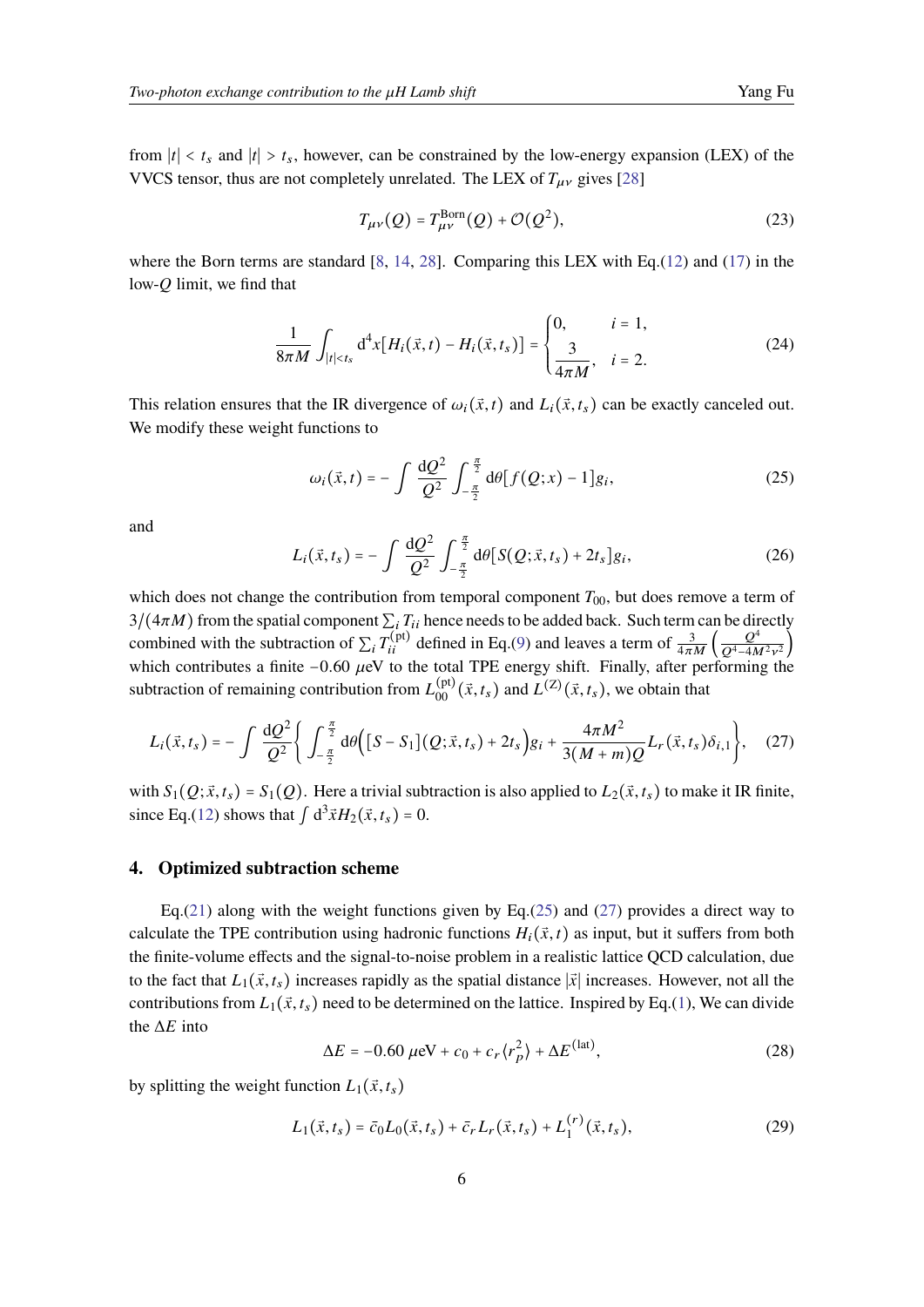from $|t| < t_s$ and $|t| > t_s$, however, can be constrained by the low-energy expansion (LEX) of the VVCS tensor, thus are not completely unrelated. The LEX of $T_{\mu\nu}$ gives [28]

$$T_{\mu\nu}(Q) = T_{\mu\nu}^{\text{Born}}(Q) + \mathcal{O}(Q^2), \tag{23}$$

where the Born terms are standard [8, 14, 28]. Comparing this LEX with Eq.(12) and (17) in the low-$Q$ limit, we find that

$$\frac{1}{8\pi M}\int_{|t|<t_s} \mathrm{d}^4x\big[H_i(\vec{x},t) - H_i(\vec{x},t_s)\big] = \begin{cases} 0, & i=1, \\ \dfrac{3}{4\pi M}, & i=2. \end{cases} \tag{24}$$

This relation ensures that the IR divergence of $\omega_i(\vec{x},t)$ and $L_i(\vec{x},t_s)$ can be exactly canceled out. We modify these weight functions to

$$\omega_i(\vec{x},t) = -\int \frac{\mathrm{d}Q^2}{Q^2}\int_{-\frac{\pi}{2}}^{\frac{\pi}{2}} \mathrm{d}\theta\big[f(Q;x) - 1\big]g_i, \tag{25}$$

and

$$L_i(\vec{x},t_s) = -\int \frac{\mathrm{d}Q^2}{Q^2}\int_{-\frac{\pi}{2}}^{\frac{\pi}{2}} \mathrm{d}\theta\big[S(Q;\vec{x},t_s) + 2t_s\big]g_i, \tag{26}$$

which does not change the contribution from temporal component $T_{00}$, but does remove a term of $3/(4\pi M)$ from the spatial component $\sum_i T_{ii}$ hence needs to be added back. Such term can be directly combined with the subtraction of $\sum_i T_{ii}^{(\text{pt})}$ defined in Eq.(9) and leaves a term of $\frac{3}{4\pi M}\left(\frac{Q^4}{Q^4-4M^2\nu^2}\right)$ which contributes a finite $-0.60$ $\mu$eV to the total TPE energy shift. Finally, after performing the subtraction of remaining contribution from $L_{00}^{(\text{pt})}(\vec{x},t_s)$ and $L^{(Z)}(\vec{x},t_s)$, we obtain that

$$L_i(\vec{x},t_s) = -\int \frac{\mathrm{d}Q^2}{Q^2}\left\{\int_{-\frac{\pi}{2}}^{\frac{\pi}{2}} \mathrm{d}\theta\Big(\big[S - S_1\big](Q;\vec{x},t_s) + 2t_s\Big)g_i + \frac{4\pi M^2}{3(M+m)Q}L_r(\vec{x},t_s)\delta_{i,1}\right\}, \tag{27}$$

with $S_1(Q;\vec{x},t_s) = S_1(Q)$. Here a trivial subtraction is also applied to $L_2(\vec{x},t_s)$ to make it IR finite, since Eq.(12) shows that $\int \mathrm{d}^3\vec{x}H_2(\vec{x},t_s) = 0$.

## 4. Optimized subtraction scheme

Eq.(21) along with the weight functions given by Eq.(25) and (27) provides a direct way to calculate the TPE contribution using hadronic functions $H_i(\vec{x},t)$ as input, but it suffers from both the finite-volume effects and the signal-to-noise problem in a realistic lattice QCD calculation, due to the fact that $L_1(\vec{x},t_s)$ increases rapidly as the spatial distance $|\vec{x}|$ increases. However, not all the contributions from $L_1(\vec{x},t_s)$ need to be determined on the lattice. Inspired by Eq.(1), We can divide the $\Delta E$ into

$$\Delta E = -0.60\ \mu\text{eV} + c_0 + c_r\langle r_p^2\rangle + \Delta E^{(\text{lat})}, \tag{28}$$

by splitting the weight function $L_1(\vec{x},t_s)$

$$L_1(\vec{x},t_s) = \bar{c}_0 L_0(\vec{x},t_s) + \bar{c}_r L_r(\vec{x},t_s) + L_1^{(r)}(\vec{x},t_s), \tag{29}$$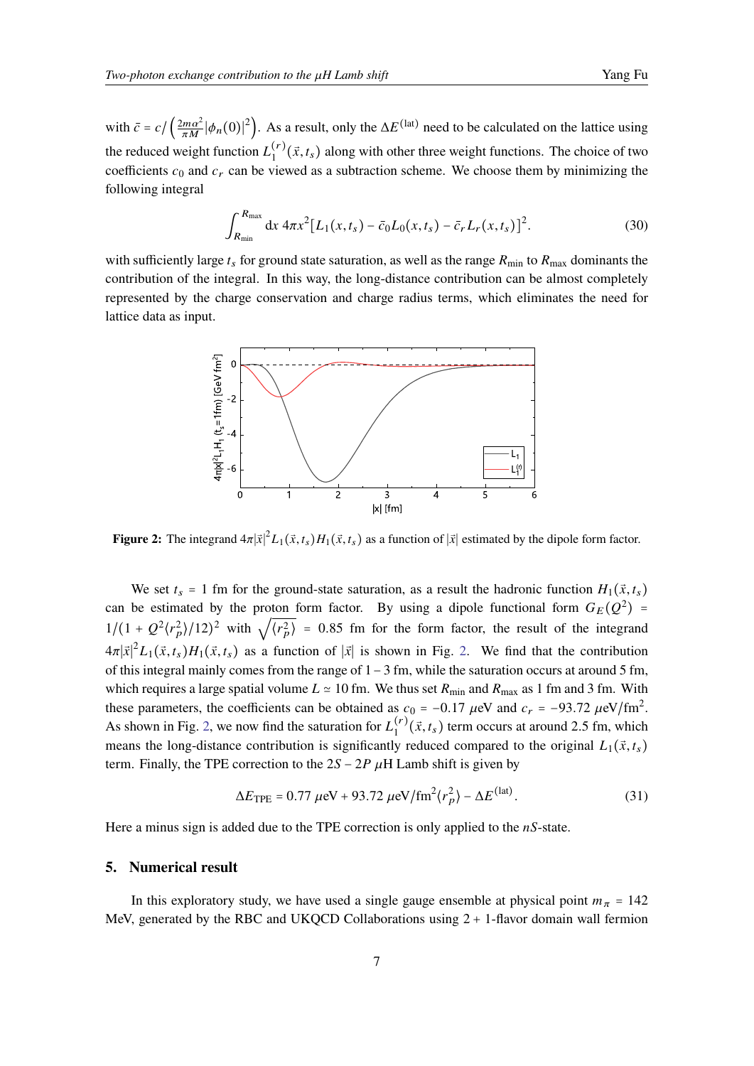with $\bar{c} = c / \left(\frac{2m\alpha^2}{\pi M}|\phi_n(0)|^2\right)$. As a result, only the $\Delta E^{(\mathrm{lat})}$ need to be calculated on the lattice using the reduced weight function $L_1^{(r)}(\vec{x}, t_s)$ along with other three weight functions. The choice of two coefficients $c_0$ and $c_r$ can be viewed as a subtraction scheme. We choose them by minimizing the following integral

$$\int_{R_{\min}}^{R_{\max}} \mathrm{d}x\; 4\pi x^2 [L_1(x, t_s) - \bar{c}_0 L_0(x, t_s) - \bar{c}_r L_r(x, t_s)]^2. \tag{30}$$

with sufficiently large $t_s$ for ground state saturation, as well as the range $R_{\min}$ to $R_{\max}$ dominants the contribution of the integral. In this way, the long-distance contribution can be almost completely represented by the charge conservation and charge radius terms, which eliminates the need for lattice data as input.

**Figure 2:** The integrand $4\pi|\vec{x}|^2 L_1(\vec{x}, t_s) H_1(\vec{x}, t_s)$ as a function of $|\vec{x}|$ estimated by the dipole form factor.

We set $t_s = 1$ fm for the ground-state saturation, as a result the hadronic function $H_1(\vec{x}, t_s)$ can be estimated by the proton form factor. By using a dipole functional form $G_E(Q^2) = 1/(1 + Q^2\langle r_p^2\rangle/12)^2$ with $\sqrt{\langle r_p^2\rangle} = 0.85$ fm for the form factor, the result of the integrand $4\pi|\vec{x}|^2 L_1(\vec{x}, t_s) H_1(\vec{x}, t_s)$ as a function of $|\vec{x}|$ is shown in Fig. 2. We find that the contribution of this integral mainly comes from the range of $1-3$ fm, while the saturation occurs at around 5 fm, which requires a large spatial volume $L \simeq 10$ fm. We thus set $R_{\min}$ and $R_{\max}$ as 1 fm and 3 fm. With these parameters, the coefficients can be obtained as $c_0 = -0.17$ $\mu$eV and $c_r = -93.72$ $\mu$eV/fm$^2$. As shown in Fig. 2, we now find the saturation for $L_1^{(r)}(\vec{x}, t_s)$ term occurs at around 2.5 fm, which means the long-distance contribution is significantly reduced compared to the original $L_1(\vec{x}, t_s)$ term. Finally, the TPE correction to the $2S - 2P$ $\mu$H Lamb shift is given by

$$\Delta E_{\mathrm{TPE}} = 0.77\ \mu\mathrm{eV} + 93.72\ \mu\mathrm{eV/fm}^2\langle r_p^2\rangle - \Delta E^{(\mathrm{lat})}. \tag{31}$$

Here a minus sign is added due to the TPE correction is only applied to the $nS$-state.

## 5. Numerical result

In this exploratory study, we have used a single gauge ensemble at physical point $m_\pi = 142$ MeV, generated by the RBC and UKQCD Collaborations using $2 + 1$-flavor domain wall fermion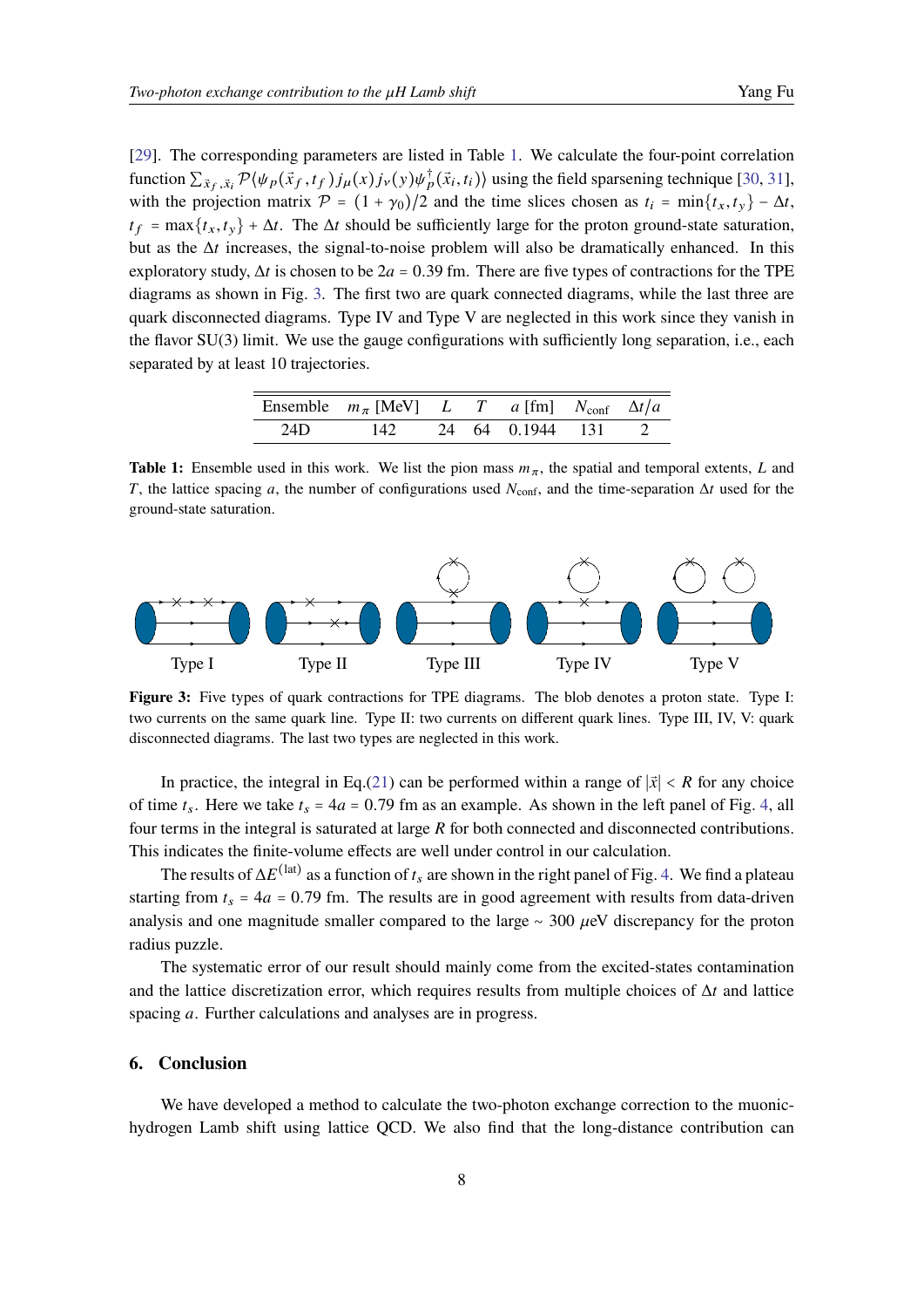[29]. The corresponding parameters are listed in Table 1. We calculate the four-point correlation function $\sum_{\vec{x}_f,\vec{x}_i} \mathcal{P}\langle\psi_p(\vec{x}_f,t_f)j_\mu(x)j_\nu(y)\psi_p^\dagger(\vec{x}_i,t_i)\rangle$ using the field sparsening technique [30, 31], with the projection matrix $\mathcal{P} = (1+\gamma_0)/2$ and the time slices chosen as $t_i = \min\{t_x, t_y\} - \Delta t$, $t_f = \max\{t_x, t_y\} + \Delta t$. The $\Delta t$ should be sufficiently large for the proton ground-state saturation, but as the $\Delta t$ increases, the signal-to-noise problem will also be dramatically enhanced. In this exploratory study, $\Delta t$ is chosen to be $2a = 0.39$ fm. There are five types of contractions for the TPE diagrams as shown in Fig. 3. The first two are quark connected diagrams, while the last three are quark disconnected diagrams. Type IV and Type V are neglected in this work since they vanish in the flavor SU(3) limit. We use the gauge configurations with sufficiently long separation, i.e., each separated by at least 10 trajectories.

| Ensemble | $m_\pi$ [MeV] | $L$ | $T$ | $a$ [fm] | $N_{\text{conf}}$ | $\Delta t/a$ |
|---|---|---|---|---|---|---|
| 24D | 142 | 24 | 64 | 0.1944 | 131 | 2 |

**Table 1:** Ensemble used in this work. We list the pion mass $m_\pi$, the spatial and temporal extents, $L$ and $T$, the lattice spacing $a$, the number of configurations used $N_{\text{conf}}$, and the time-separation $\Delta t$ used for the ground-state saturation.

Type I Type II Type III Type IV Type V

**Figure 3:** Five types of quark contractions for TPE diagrams. The blob denotes a proton state. Type I: two currents on the same quark line. Type II: two currents on different quark lines. Type III, IV, V: quark disconnected diagrams. The last two types are neglected in this work.

In practice, the integral in Eq.(21) can be performed within a range of $|\vec{x}| < R$ for any choice of time $t_s$. Here we take $t_s = 4a = 0.79$ fm as an example. As shown in the left panel of Fig. 4, all four terms in the integral is saturated at large $R$ for both connected and disconnected contributions. This indicates the finite-volume effects are well under control in our calculation.

The results of $\Delta E^{(\text{lat})}$ as a function of $t_s$ are shown in the right panel of Fig. 4. We find a plateau starting from $t_s = 4a = 0.79$ fm. The results are in good agreement with results from data-driven analysis and one magnitude smaller compared to the large $\sim 300$ $\mu$eV discrepancy for the proton radius puzzle.

The systematic error of our result should mainly come from the excited-states contamination and the lattice discretization error, which requires results from multiple choices of $\Delta t$ and lattice spacing $a$. Further calculations and analyses are in progress.

## 6. Conclusion

We have developed a method to calculate the two-photon exchange correction to the muonic-hydrogen Lamb shift using lattice QCD. We also find that the long-distance contribution can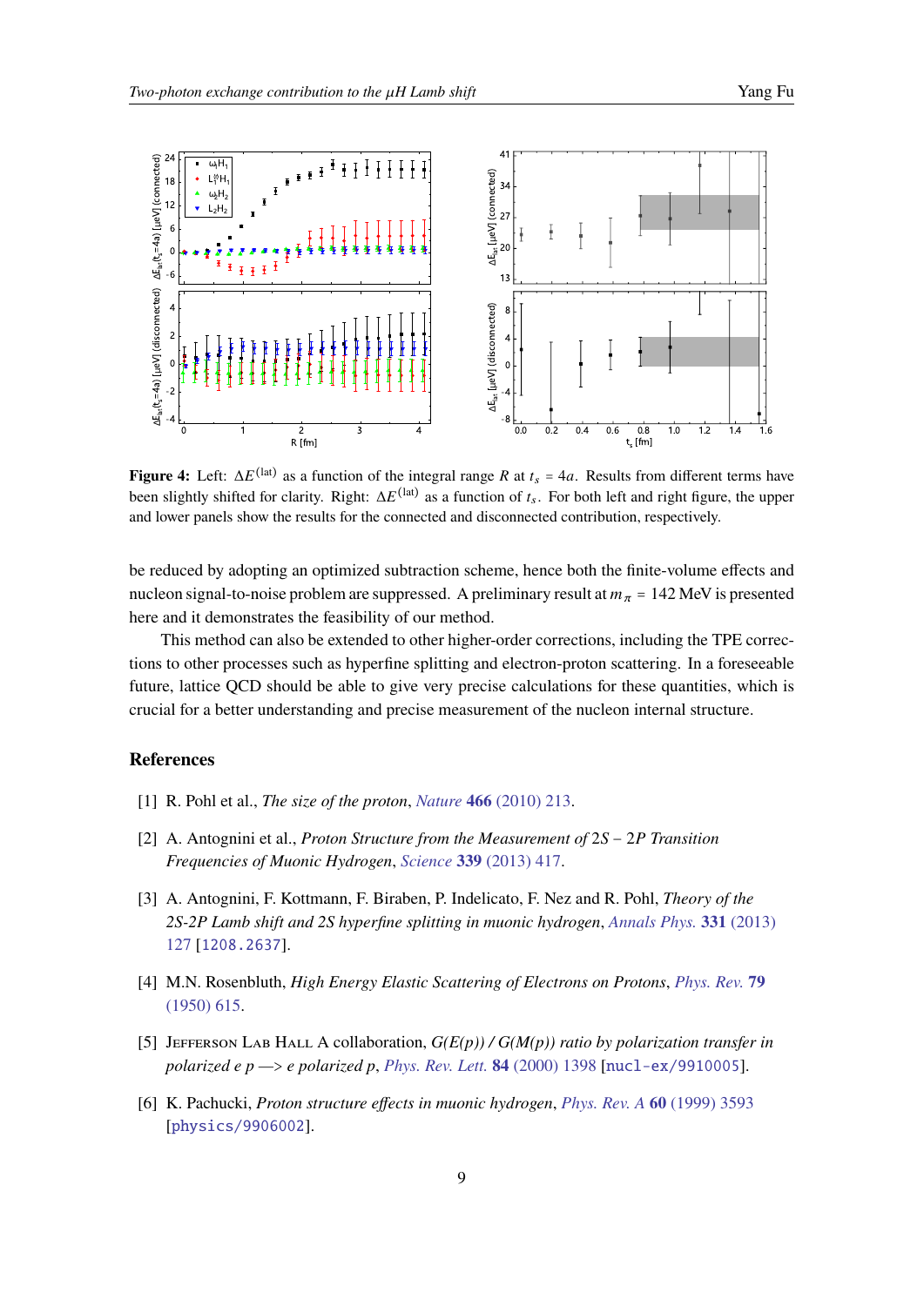**Figure 4:** Left: $\Delta E^{(\text{lat})}$ as a function of the integral range $R$ at $t_s = 4a$. Results from different terms have been slightly shifted for clarity. Right: $\Delta E^{(\text{lat})}$ as a function of $t_s$. For both left and right figure, the upper and lower panels show the results for the connected and disconnected contribution, respectively.

be reduced by adopting an optimized subtraction scheme, hence both the finite-volume effects and nucleon signal-to-noise problem are suppressed. A preliminary result at $m_\pi = 142$ MeV is presented here and it demonstrates the feasibility of our method.

This method can also be extended to other higher-order corrections, including the TPE corrections to other processes such as hyperfine splitting and electron-proton scattering. In a foreseeable future, lattice QCD should be able to give very precise calculations for these quantities, which is crucial for a better understanding and precise measurement of the nucleon internal structure.

## References

[1] R. Pohl et al., *The size of the proton*, *Nature* **466** (2010) 213.

[2] A. Antognini et al., *Proton Structure from the Measurement of 2S − 2P Transition Frequencies of Muonic Hydrogen*, *Science* **339** (2013) 417.

[3] A. Antognini, F. Kottmann, F. Biraben, P. Indelicato, F. Nez and R. Pohl, *Theory of the 2S-2P Lamb shift and 2S hyperfine splitting in muonic hydrogen*, *Annals Phys.* **331** (2013) 127 [1208.2637].

[4] M.N. Rosenbluth, *High Energy Elastic Scattering of Electrons on Protons*, *Phys. Rev.* **79** (1950) 615.

[5] Jefferson Lab Hall A collaboration, *G(E(p)) / G(M(p)) ratio by polarization transfer in polarized e p —> e polarized p*, *Phys. Rev. Lett.* **84** (2000) 1398 [nucl-ex/9910005].

[6] K. Pachucki, *Proton structure effects in muonic hydrogen*, *Phys. Rev. A* **60** (1999) 3593 [physics/9906002].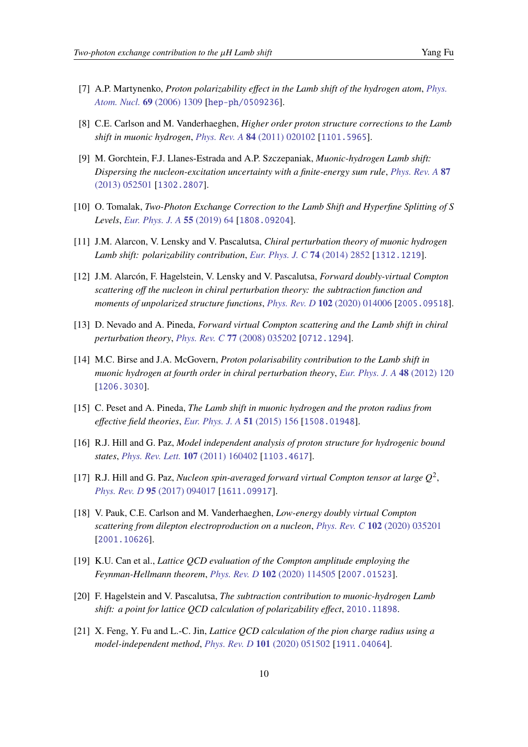[7] A.P. Martynenko, *Proton polarizability effect in the Lamb shift of the hydrogen atom*, *Phys. Atom. Nucl.* **69** (2006) 1309 [hep-ph/0509236].

[8] C.E. Carlson and M. Vanderhaeghen, *Higher order proton structure corrections to the Lamb shift in muonic hydrogen*, *Phys. Rev. A* **84** (2011) 020102 [1101.5965].

[9] M. Gorchtein, F.J. Llanes-Estrada and A.P. Szczepaniak, *Muonic-hydrogen Lamb shift: Dispersing the nucleon-excitation uncertainty with a finite-energy sum rule*, *Phys. Rev. A* **87** (2013) 052501 [1302.2807].

[10] O. Tomalak, *Two-Photon Exchange Correction to the Lamb Shift and Hyperfine Splitting of S Levels*, *Eur. Phys. J. A* **55** (2019) 64 [1808.09204].

[11] J.M. Alarcon, V. Lensky and V. Pascalutsa, *Chiral perturbation theory of muonic hydrogen Lamb shift: polarizability contribution*, *Eur. Phys. J. C* **74** (2014) 2852 [1312.1219].

[12] J.M. Alarcón, F. Hagelstein, V. Lensky and V. Pascalutsa, *Forward doubly-virtual Compton scattering off the nucleon in chiral perturbation theory: the subtraction function and moments of unpolarized structure functions*, *Phys. Rev. D* **102** (2020) 014006 [2005.09518].

[13] D. Nevado and A. Pineda, *Forward virtual Compton scattering and the Lamb shift in chiral perturbation theory*, *Phys. Rev. C* **77** (2008) 035202 [0712.1294].

[14] M.C. Birse and J.A. McGovern, *Proton polarisability contribution to the Lamb shift in muonic hydrogen at fourth order in chiral perturbation theory*, *Eur. Phys. J. A* **48** (2012) 120 [1206.3030].

[15] C. Peset and A. Pineda, *The Lamb shift in muonic hydrogen and the proton radius from effective field theories*, *Eur. Phys. J. A* **51** (2015) 156 [1508.01948].

[16] R.J. Hill and G. Paz, *Model independent analysis of proton structure for hydrogenic bound states*, *Phys. Rev. Lett.* **107** (2011) 160402 [1103.4617].

[17] R.J. Hill and G. Paz, *Nucleon spin-averaged forward virtual Compton tensor at large $Q^2$*, *Phys. Rev. D* **95** (2017) 094017 [1611.09917].

[18] V. Pauk, C.E. Carlson and M. Vanderhaeghen, *Low-energy doubly virtual Compton scattering from dilepton electroproduction on a nucleon*, *Phys. Rev. C* **102** (2020) 035201 [2001.10626].

[19] K.U. Can et al., *Lattice QCD evaluation of the Compton amplitude employing the Feynman-Hellmann theorem*, *Phys. Rev. D* **102** (2020) 114505 [2007.01523].

[20] F. Hagelstein and V. Pascalutsa, *The subtraction contribution to muonic-hydrogen Lamb shift: a point for lattice QCD calculation of polarizability effect*, 2010.11898.

[21] X. Feng, Y. Fu and L.-C. Jin, *Lattice QCD calculation of the pion charge radius using a model-independent method*, *Phys. Rev. D* **101** (2020) 051502 [1911.04064].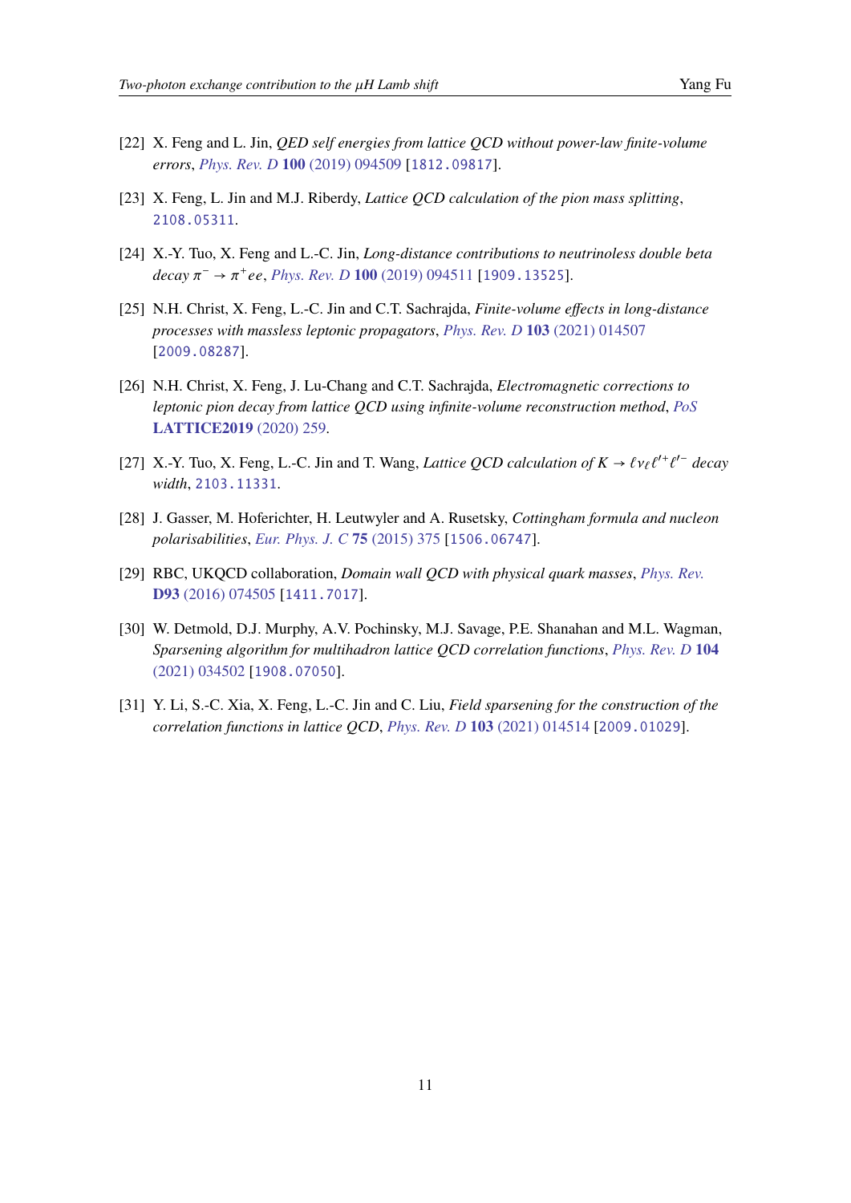[22] X. Feng and L. Jin, *QED self energies from lattice QCD without power-law finite-volume errors*, *Phys. Rev. D* **100** (2019) 094509 [1812.09817].

[23] X. Feng, L. Jin and M.J. Riberdy, *Lattice QCD calculation of the pion mass splitting*, 2108.05311.

[24] X.-Y. Tuo, X. Feng and L.-C. Jin, *Long-distance contributions to neutrinoless double beta decay $\pi^- \to \pi^+ ee$*, *Phys. Rev. D* **100** (2019) 094511 [1909.13525].

[25] N.H. Christ, X. Feng, L.-C. Jin and C.T. Sachrajda, *Finite-volume effects in long-distance processes with massless leptonic propagators*, *Phys. Rev. D* **103** (2021) 014507 [2009.08287].

[26] N.H. Christ, X. Feng, J. Lu-Chang and C.T. Sachrajda, *Electromagnetic corrections to leptonic pion decay from lattice QCD using infinite-volume reconstruction method*, *PoS* **LATTICE2019** (2020) 259.

[27] X.-Y. Tuo, X. Feng, L.-C. Jin and T. Wang, *Lattice QCD calculation of $K \to \ell \nu_\ell \ell'^+ \ell'^-$ decay width*, 2103.11331.

[28] J. Gasser, M. Hoferichter, H. Leutwyler and A. Rusetsky, *Cottingham formula and nucleon polarisabilities*, *Eur. Phys. J. C* **75** (2015) 375 [1506.06747].

[29] RBC, UKQCD collaboration, *Domain wall QCD with physical quark masses*, *Phys. Rev.* **D93** (2016) 074505 [1411.7017].

[30] W. Detmold, D.J. Murphy, A.V. Pochinsky, M.J. Savage, P.E. Shanahan and M.L. Wagman, *Sparsening algorithm for multihadron lattice QCD correlation functions*, *Phys. Rev. D* **104** (2021) 034502 [1908.07050].

[31] Y. Li, S.-C. Xia, X. Feng, L.-C. Jin and C. Liu, *Field sparsening for the construction of the correlation functions in lattice QCD*, *Phys. Rev. D* **103** (2021) 014514 [2009.01029].